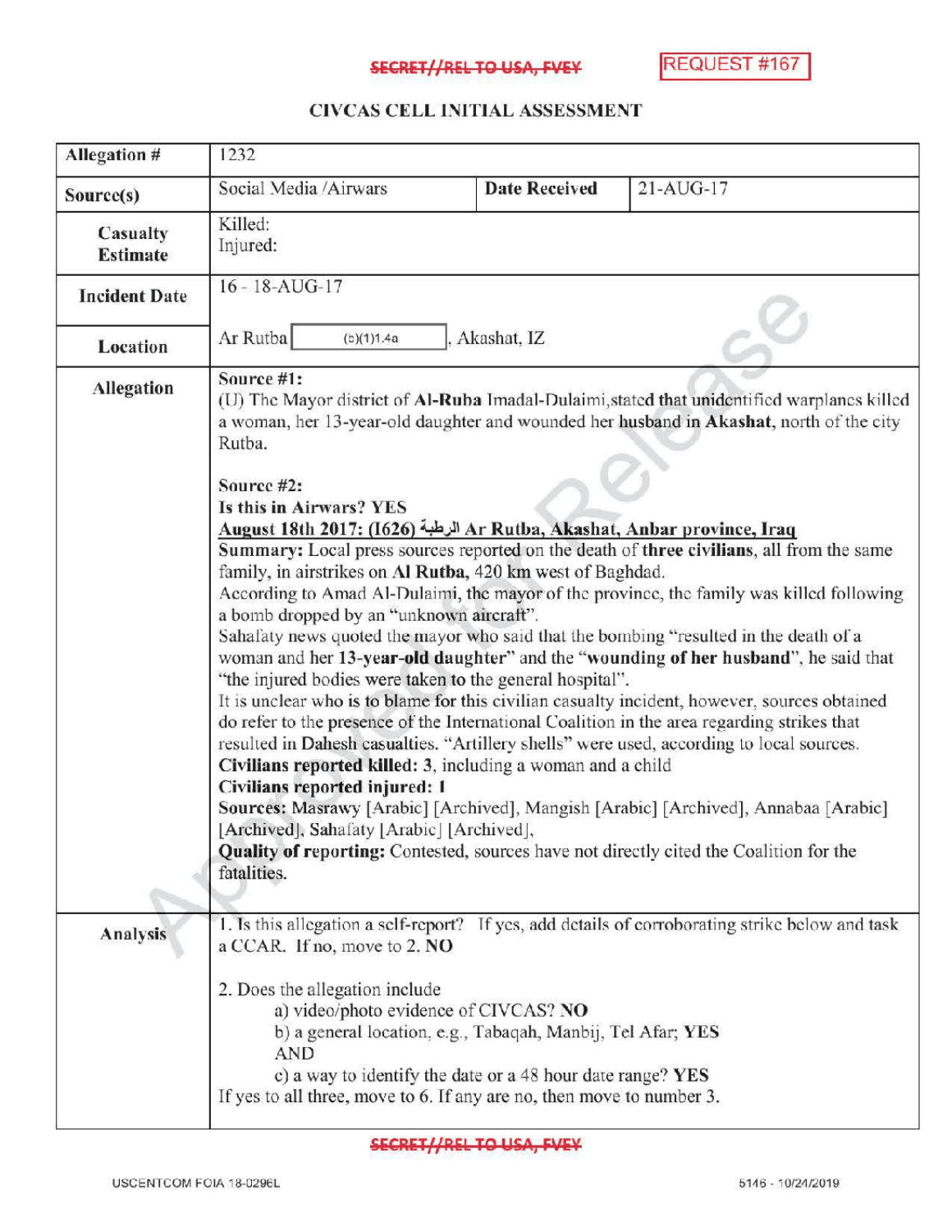SECRET//REL TO USA, FVEY

REQUEST #167

# CIVCAS CELL INITIAL ASSESSMENT

| Allegation # | 1232 | | |
|---|---|---|---|
| Source(s) | Social Media /Airwars | Date Received | 21-AUG-17 |
| Casualty Estimate | Killed:<br>Injured: | | |
| Incident Date | 16 - 18-AUG-17 | | |
| Location | Ar Rutba (b)(1)1.4a , Akashat, IZ | | |
| Allegation | **Source #1:**<br>(U) The Mayor district of **Al-Ruba** Imadal-Dulaimi,stated **that** unidentified warplanes killed a woman, her 13-year-old daughter and wounded her **husband in Akashat,** north of the city Rutba.<br><br>**Source #2:**<br>**Is this in Airwars? YES**<br>**August 18th 2017: (I626) الرطبة Ar Rutba, Akashat, Anbar province, Iraq**<br>**Summary:** Local press sources reported on the death of **three civilians**, all from the same family, in airstrikes on **Al Rutba**, 420 km west of Baghdad.<br>According to Amad Al-Dulaimi, the mayor of the province, the family was killed following a bomb dropped by an "unknown aircraft".<br>Sahafaty news quoted the mayor who said that the bombing "resulted in the death of a woman and her **13-year-old daughter**" and the "**wounding of her husband**", he said that "the injured bodies were taken to the general hospital".<br>It is unclear who is to blame for this civilian casualty incident, however, sources obtained do refer to the presence of the International Coalition in the area regarding strikes that resulted in Dahesh casualties. "Artillery shells" were used, according to local sources.<br>**Civilians reported killed: 3**, including a woman and a child<br>**Civilians reported injured: 1**<br>**Sources:** Masrawy [Arabic] [Archived], Mangish [Arabic] [Archived], Annabaa [Arabic] [Archived], Sahafaty [Arabic] [Archived],<br>**Quality of reporting:** Contested, sources have not directly cited the Coalition for the fatalities. | | |
| Analysis | 1. Is this allegation a self-report? If yes, add details of corroborating strike below and task a CCAR. If no, move to 2. **NO**<br><br>2. Does the allegation include<br>a) video/photo evidence of CIVCAS? **NO**<br>b) a general location, e.g., Tabaqah, Manbij, Tel Afar; **YES**<br>AND<br>c) a way to identify the date or a 48 hour date range? **YES**<br>If yes to all three, move to 6. If any are no, then move to number 3. | | |

SECRET//REL TO USA, FVEY

USCENTCOM FOIA 18-0296L

5146 - 10/24/2019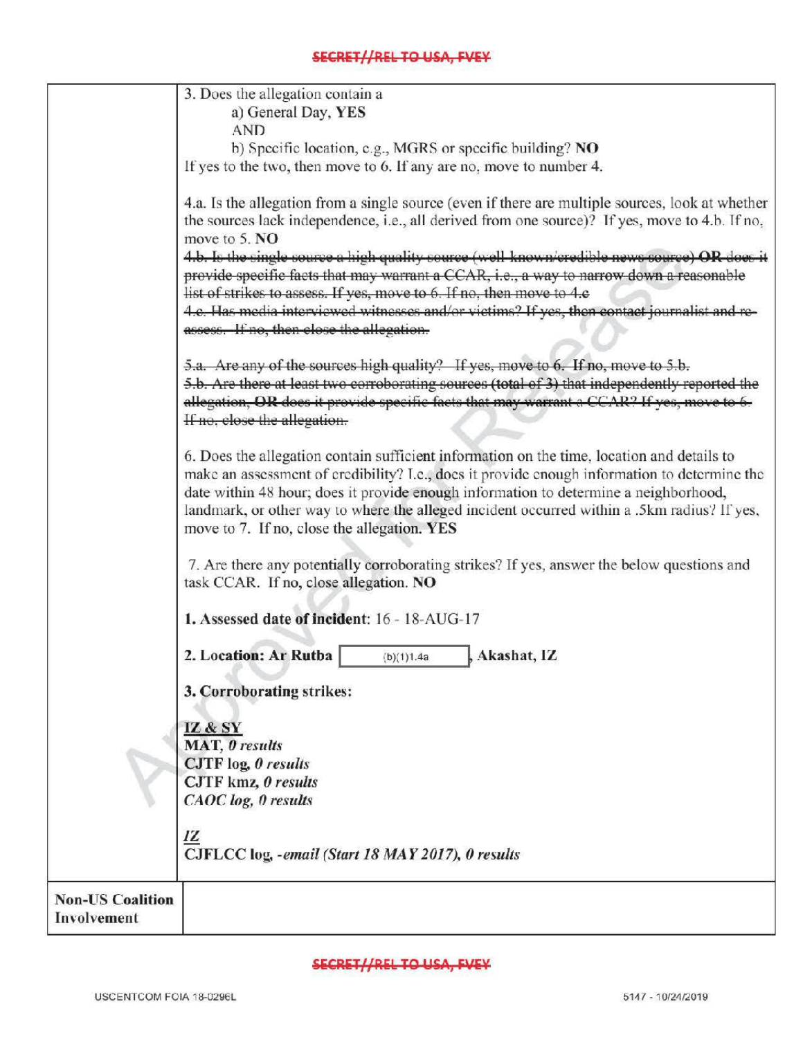| | |
|---|---|
| | 3. Does the allegation contain a<br>a) General Day, **YES**<br>AND<br>b) Specific location, e.g., MGRS or specific building? **NO**<br>If yes to the two, then move to 6. If any are no, move to number 4.<br><br>4.a. Is the allegation from a single source (even if there are multiple sources, look at whether the sources lack independence, i.e., all derived from one source)? If yes, move to 4.b. If no, move to 5. **NO**<br>~~4.b. Is the single source a high quality source (well-known/credible news source) **OR** does it provide specific facts that may warrant a CCAR, i.e., a way to narrow down a reasonable list of strikes to assess. If yes, move to 6. If no, then move to 4.c~~<br>~~4.c. Has media interviewed witnesses and/or victims? If yes, then contact journalist and re-assess. If no, then close the allegation.~~<br><br>~~5.a. Are any of the sources high quality? If yes, move to 6. If no, move to 5.b.~~<br>~~5.b. Are there at least two corroborating sources (total of 3) that independently reported the allegation, **OR** does it provide specific facts that may warrant a CCAR? If yes, move to 6. If no, close the allegation.~~<br><br>6. Does the allegation contain sufficient information on the time, location and details to make an assessment of credibility? I.e., does it provide enough information to determine the date within 48 hour; does it provide enough information to determine a neighborhood, landmark, or other way to where the alleged incident occurred within a .5km radius? If yes, move to 7. If no, close the allegation. **YES**<br><br>7. Are there any potentially corroborating strikes? If yes, answer the below questions and task CCAR. If no, close allegation. **NO**<br><br>**1. Assessed date of incident**: 16 - 18-AUG-17<br><br>**2. Location: Ar Rutba** (b)(1)1.4a **, Akashat, IZ**<br><br>**3. Corroborating strikes:**<br><br>**IZ & SY**<br>**MAT**, ***0 results***<br>**CJTF log**, ***0 results***<br>**CJTF kmz**, ***0 results***<br>***CAOC log, 0 results***<br><br>***IZ***<br>**CJFLCC log**, ***-email (Start 18 MAY 2017), 0 results*** |
| **Non-US Coalition Involvement** | |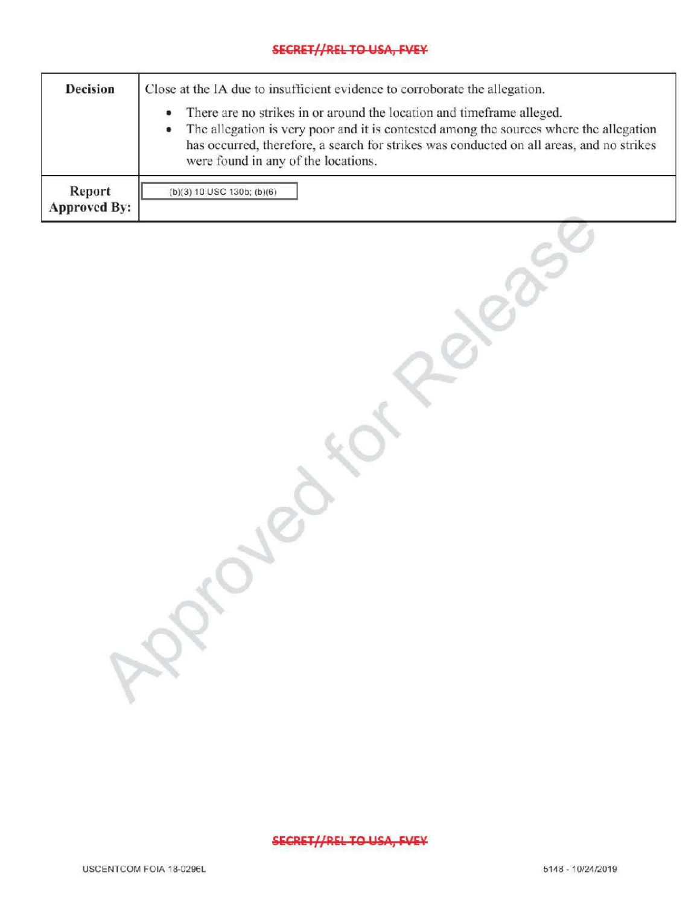| Decision | Close at the IA due to insufficient evidence to corroborate the allegation.<br>• There are no strikes in or around the location and timeframe alleged.<br>• The allegation is very poor and it is contested among the sources where the allegation has occurred, therefore, a search for strikes was conducted on all areas, and no strikes were found in any of the locations. |
|---|---|
| Report Approved By: | (b)(3) 10 USC 130b; (b)(6) |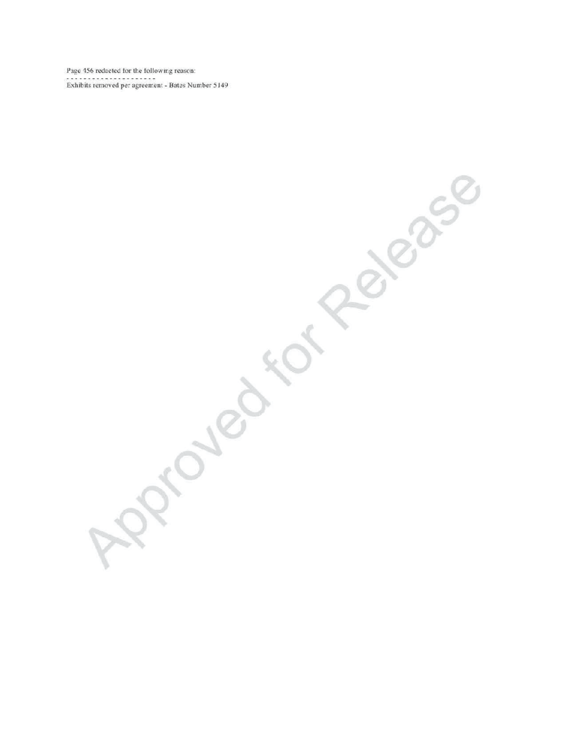Page 456 redacted for the following reason:

- - - - - - - - - - - - - - - - - - - -

Exhibits removed per agreement - Bates Number 5149